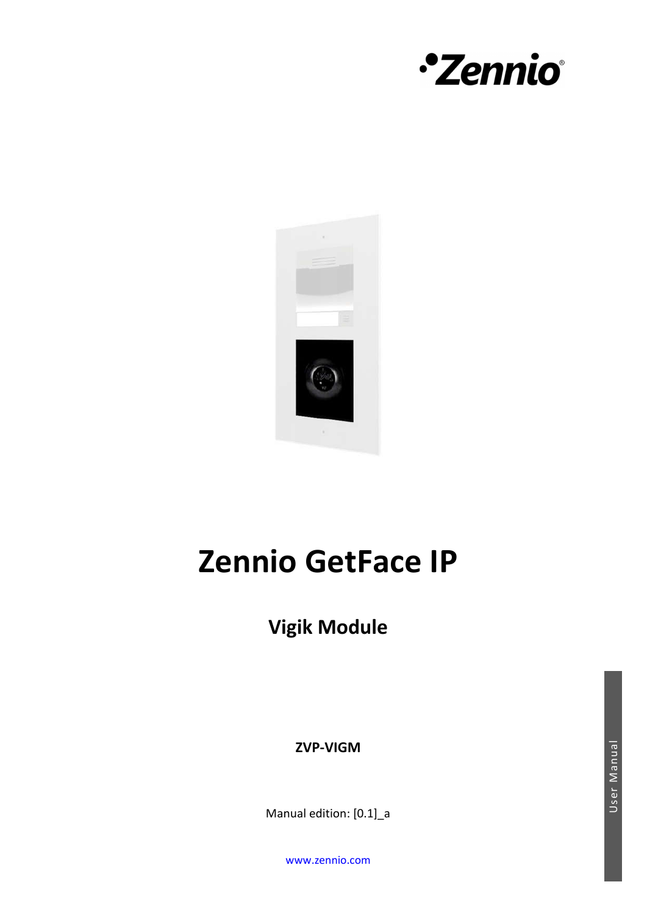# Zennio GetFace IP

## Vigik Module

**ZVP-VIGM**

Manual edition: [0.1]_a

www.zennio.com

User Manual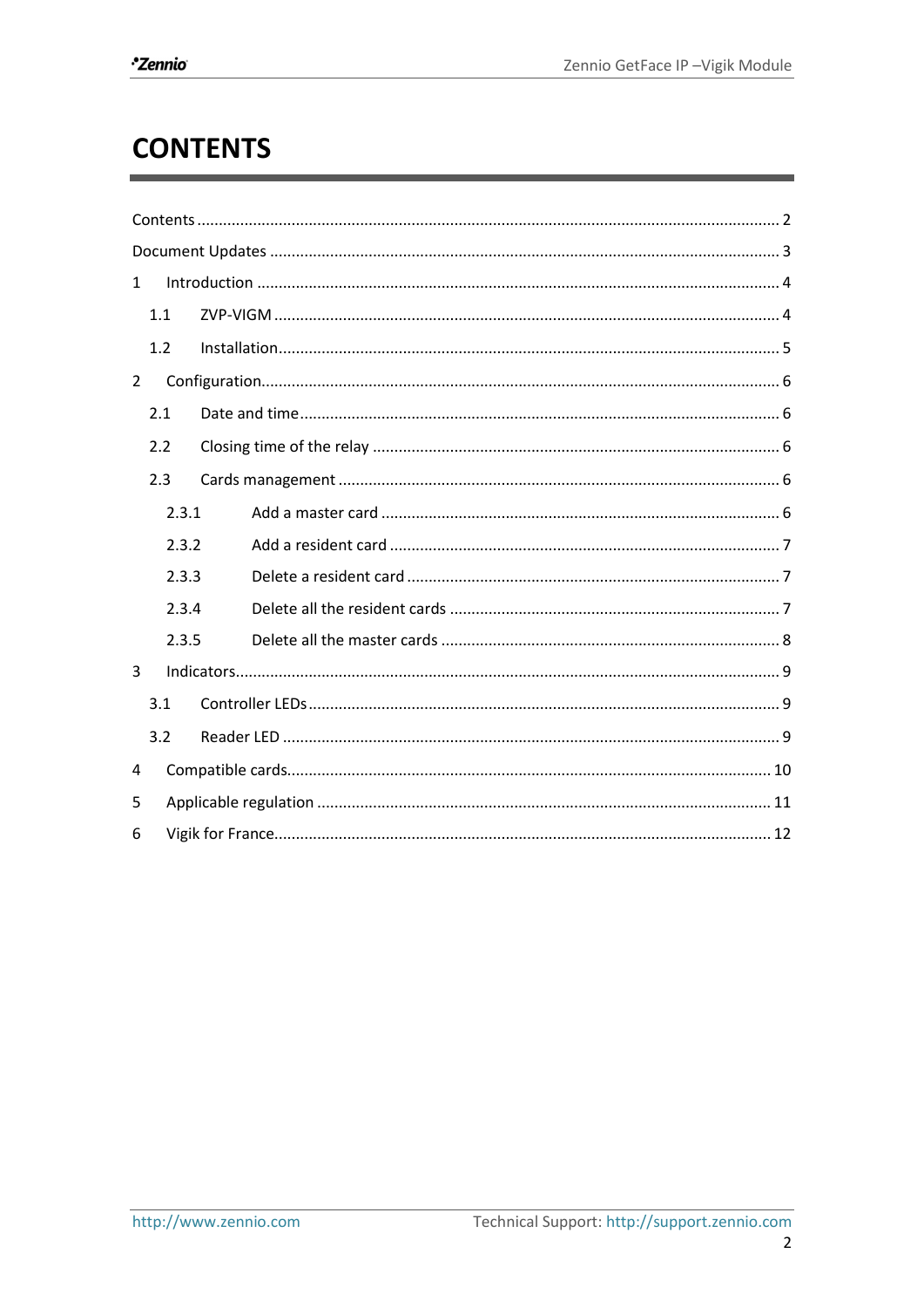# CONTENTS

Contents ........................................................................................................................ 2

Document Updates ........................................................................................................ 3

1 Introduction .............................................................................................................. 4

  1.1 ZVP-VIGM ............................................................................................................ 4

  1.2 Installation ............................................................................................................ 5

2 Configuration .............................................................................................................. 6

  2.1 Date and time ........................................................................................................ 6

  2.2 Closing time of the relay ........................................................................................ 6

  2.3 Cards management ................................................................................................ 6

    2.3.1 Add a master card ............................................................................................ 6

    2.3.2 Add a resident card .......................................................................................... 7

    2.3.3 Delete a resident card ....................................................................................... 7

    2.3.4 Delete all the resident cards ............................................................................. 7

    2.3.5 Delete all the master cards ............................................................................... 8

3 Indicators .................................................................................................................... 9

  3.1 Controller LEDs ...................................................................................................... 9

  3.2 Reader LED ............................................................................................................ 9

4 Compatible cards ....................................................................................................... 10

5 Applicable regulation ................................................................................................. 11

6 Vigik for France .......................................................................................................... 12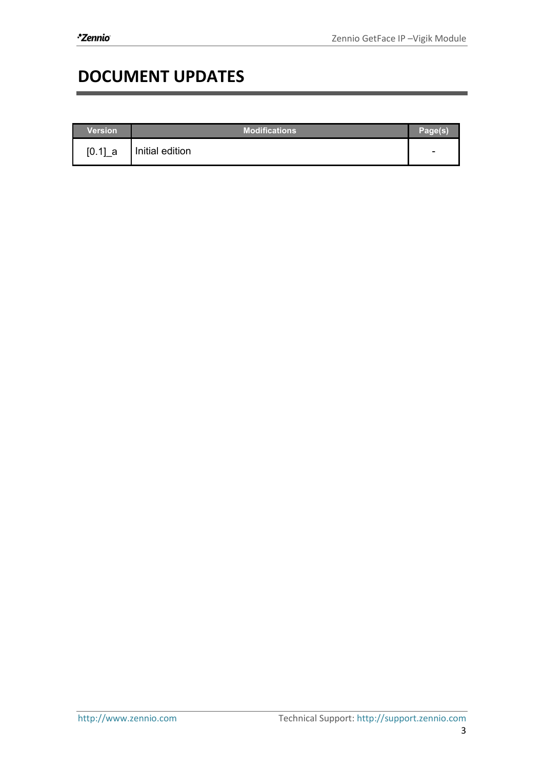# DOCUMENT UPDATES

| Version | Modifications | Page(s) |
| --- | --- | --- |
| [0.1]_a | Initial edition | - |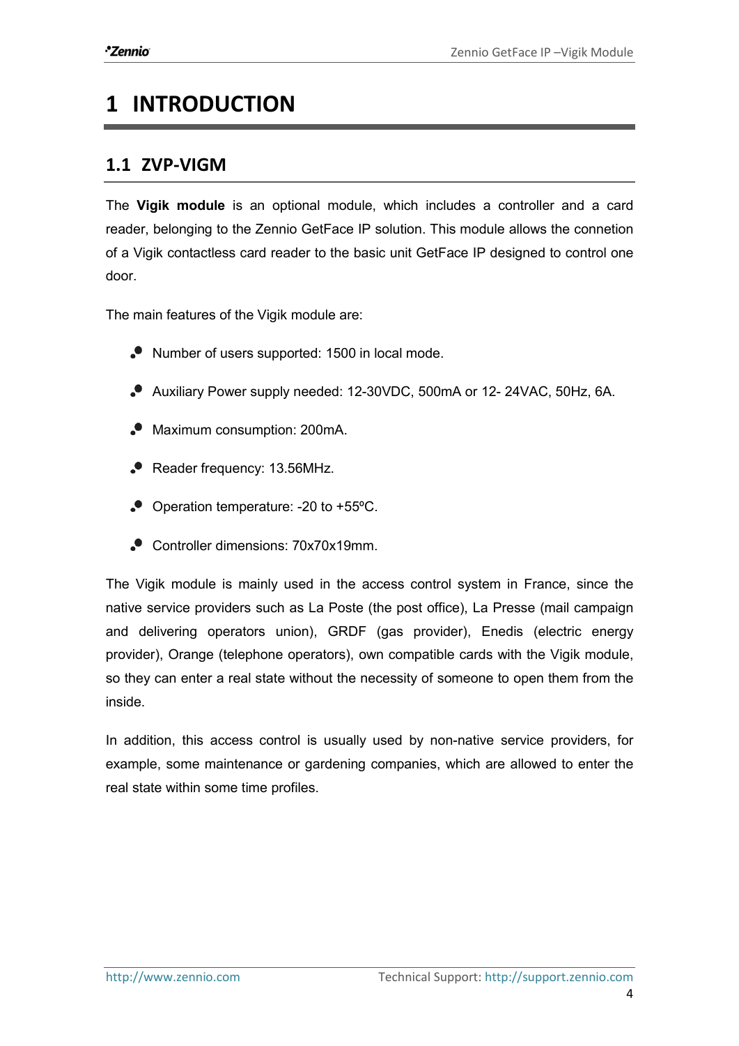# 1 INTRODUCTION

## 1.1 ZVP-VIGM

The **Vigik module** is an optional module, which includes a controller and a card reader, belonging to the Zennio GetFace IP solution. This module allows the connetion of a Vigik contactless card reader to the basic unit GetFace IP designed to control one door.

The main features of the Vigik module are:

- Number of users supported: 1500 in local mode.
- Auxiliary Power supply needed: 12-30VDC, 500mA or 12- 24VAC, 50Hz, 6A.
- Maximum consumption: 200mA.
- Reader frequency: 13.56MHz.
- Operation temperature: -20 to +55ºC.
- Controller dimensions: 70x70x19mm.

The Vigik module is mainly used in the access control system in France, since the native service providers such as La Poste (the post office), La Presse (mail campaign and delivering operators union), GRDF (gas provider), Enedis (electric energy provider), Orange (telephone operators), own compatible cards with the Vigik module, so they can enter a real state without the necessity of someone to open them from the inside.

In addition, this access control is usually used by non-native service providers, for example, some maintenance or gardening companies, which are allowed to enter the real state within some time profiles.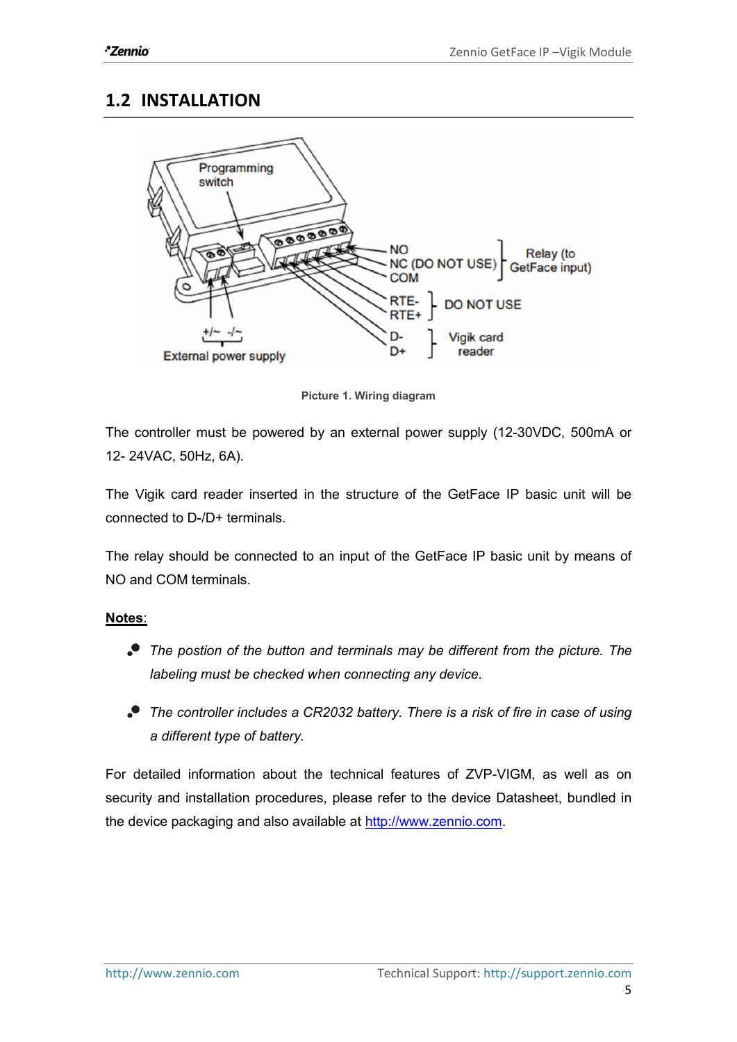## 1.2 INSTALLATION

Picture 1. Wiring diagram

The controller must be powered by an external power supply (12-30VDC, 500mA or 12- 24VAC, 50Hz, 6A).

The Vigik card reader inserted in the structure of the GetFace IP basic unit will be connected to D-/D+ terminals.

The relay should be connected to an input of the GetFace IP basic unit by means of NO and COM terminals.

**Notes:**

- *The postion of the button and terminals may be different from the picture. The labeling must be checked when connecting any device.*
- *The controller includes a CR2032 battery. There is a risk of fire in case of using a different type of battery.*

For detailed information about the technical features of ZVP-VIGM, as well as on security and installation procedures, please refer to the device Datasheet, bundled in the device packaging and also available at http://www.zennio.com.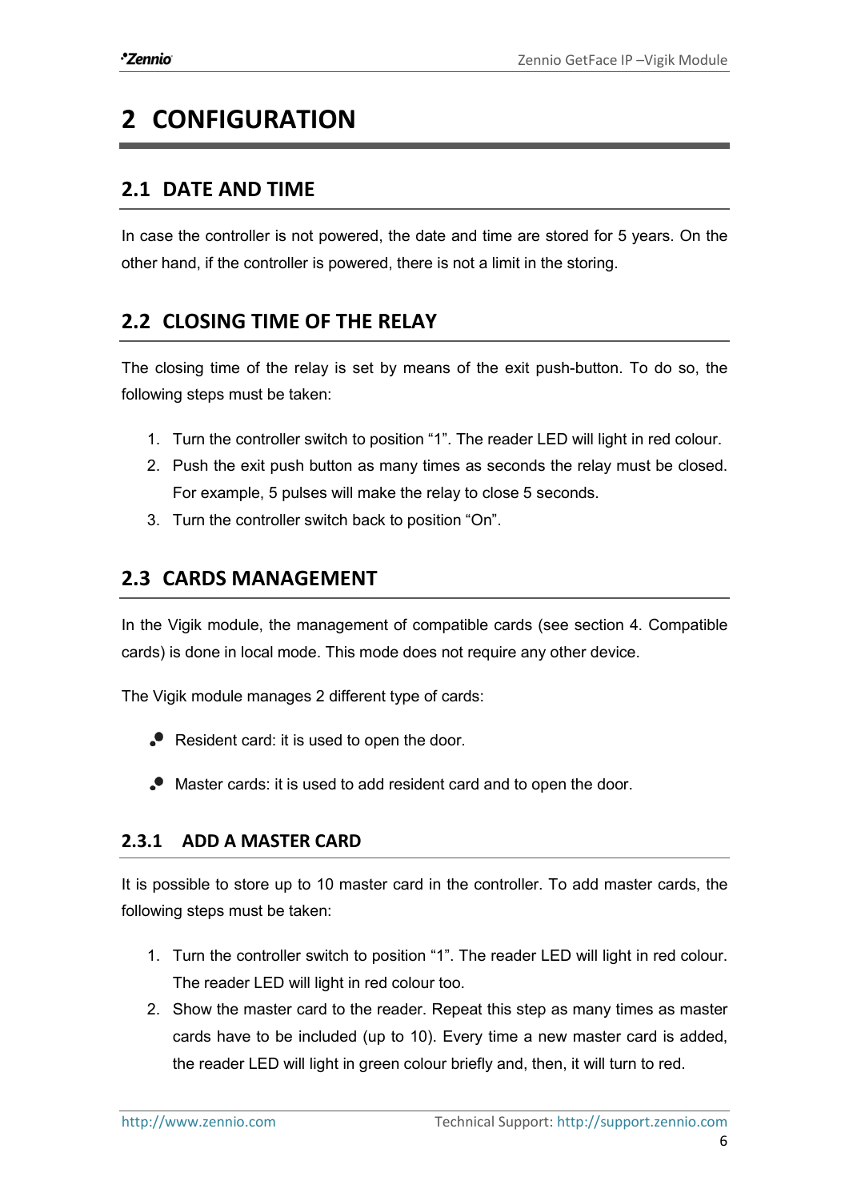# 2 CONFIGURATION

## 2.1 DATE AND TIME

In case the controller is not powered, the date and time are stored for 5 years. On the other hand, if the controller is powered, there is not a limit in the storing.

## 2.2 CLOSING TIME OF THE RELAY

The closing time of the relay is set by means of the exit push-button. To do so, the following steps must be taken:

1. Turn the controller switch to position "1". The reader LED will light in red colour.
2. Push the exit push button as many times as seconds the relay must be closed. For example, 5 pulses will make the relay to close 5 seconds.
3. Turn the controller switch back to position "On".

## 2.3 CARDS MANAGEMENT

In the Vigik module, the management of compatible cards (see section 4. Compatible cards) is done in local mode. This mode does not require any other device.

The Vigik module manages 2 different type of cards:

- Resident card: it is used to open the door.
- Master cards: it is used to add resident card and to open the door.

### 2.3.1 ADD A MASTER CARD

It is possible to store up to 10 master card in the controller. To add master cards, the following steps must be taken:

1. Turn the controller switch to position "1". The reader LED will light in red colour. The reader LED will light in red colour too.
2. Show the master card to the reader. Repeat this step as many times as master cards have to be included (up to 10). Every time a new master card is added, the reader LED will light in green colour briefly and, then, it will turn to red.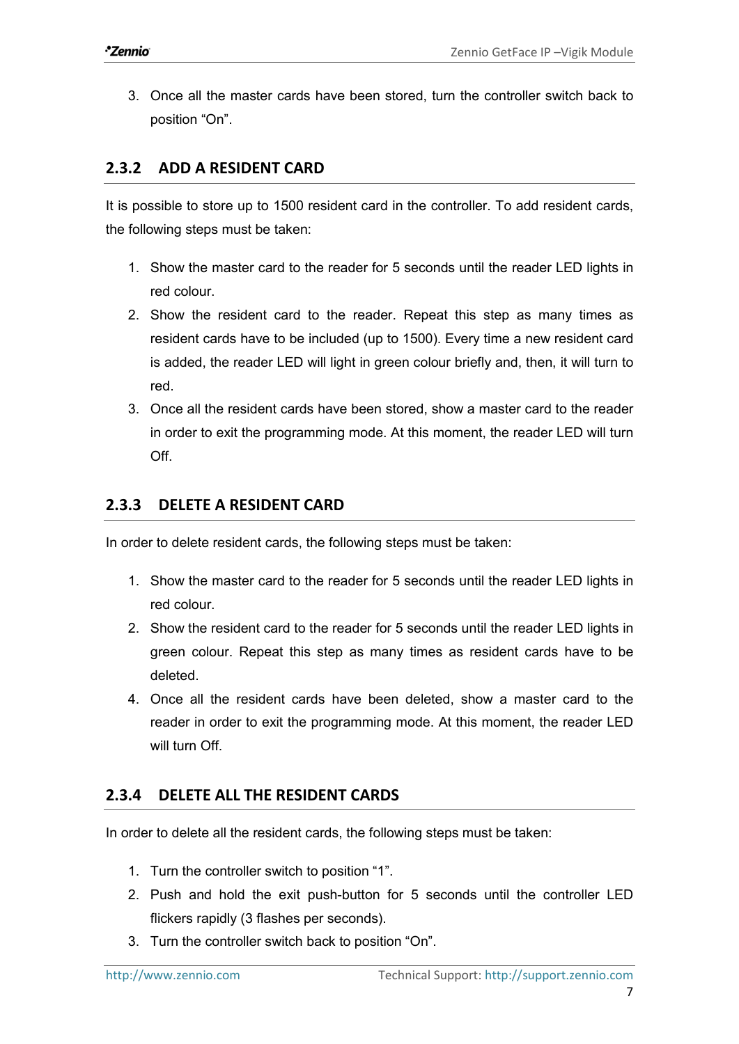3. Once all the master cards have been stored, turn the controller switch back to position "On".

### 2.3.2 ADD A RESIDENT CARD

It is possible to store up to 1500 resident card in the controller. To add resident cards, the following steps must be taken:

1. Show the master card to the reader for 5 seconds until the reader LED lights in red colour.
2. Show the resident card to the reader. Repeat this step as many times as resident cards have to be included (up to 1500). Every time a new resident card is added, the reader LED will light in green colour briefly and, then, it will turn to red.
3. Once all the resident cards have been stored, show a master card to the reader in order to exit the programming mode. At this moment, the reader LED will turn Off.

### 2.3.3 DELETE A RESIDENT CARD

In order to delete resident cards, the following steps must be taken:

1. Show the master card to the reader for 5 seconds until the reader LED lights in red colour.
2. Show the resident card to the reader for 5 seconds until the reader LED lights in green colour. Repeat this step as many times as resident cards have to be deleted.
4. Once all the resident cards have been deleted, show a master card to the reader in order to exit the programming mode. At this moment, the reader LED will turn Off.

### 2.3.4 DELETE ALL THE RESIDENT CARDS

In order to delete all the resident cards, the following steps must be taken:

1. Turn the controller switch to position "1".
2. Push and hold the exit push-button for 5 seconds until the controller LED flickers rapidly (3 flashes per seconds).
3. Turn the controller switch back to position "On".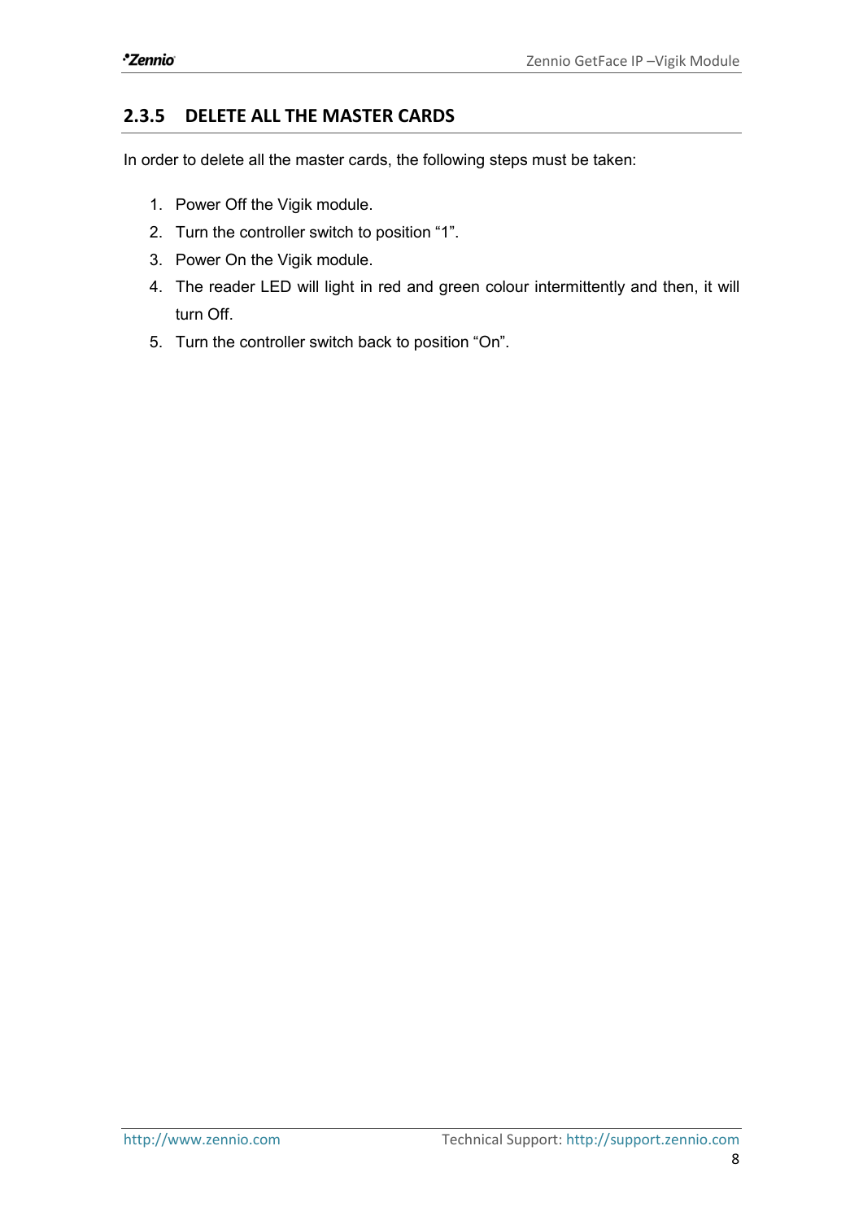### 2.3.5 DELETE ALL THE MASTER CARDS

In order to delete all the master cards, the following steps must be taken:

1. Power Off the Vigik module.
2. Turn the controller switch to position “1”.
3. Power On the Vigik module.
4. The reader LED will light in red and green colour intermittently and then, it will turn Off.
5. Turn the controller switch back to position “On”.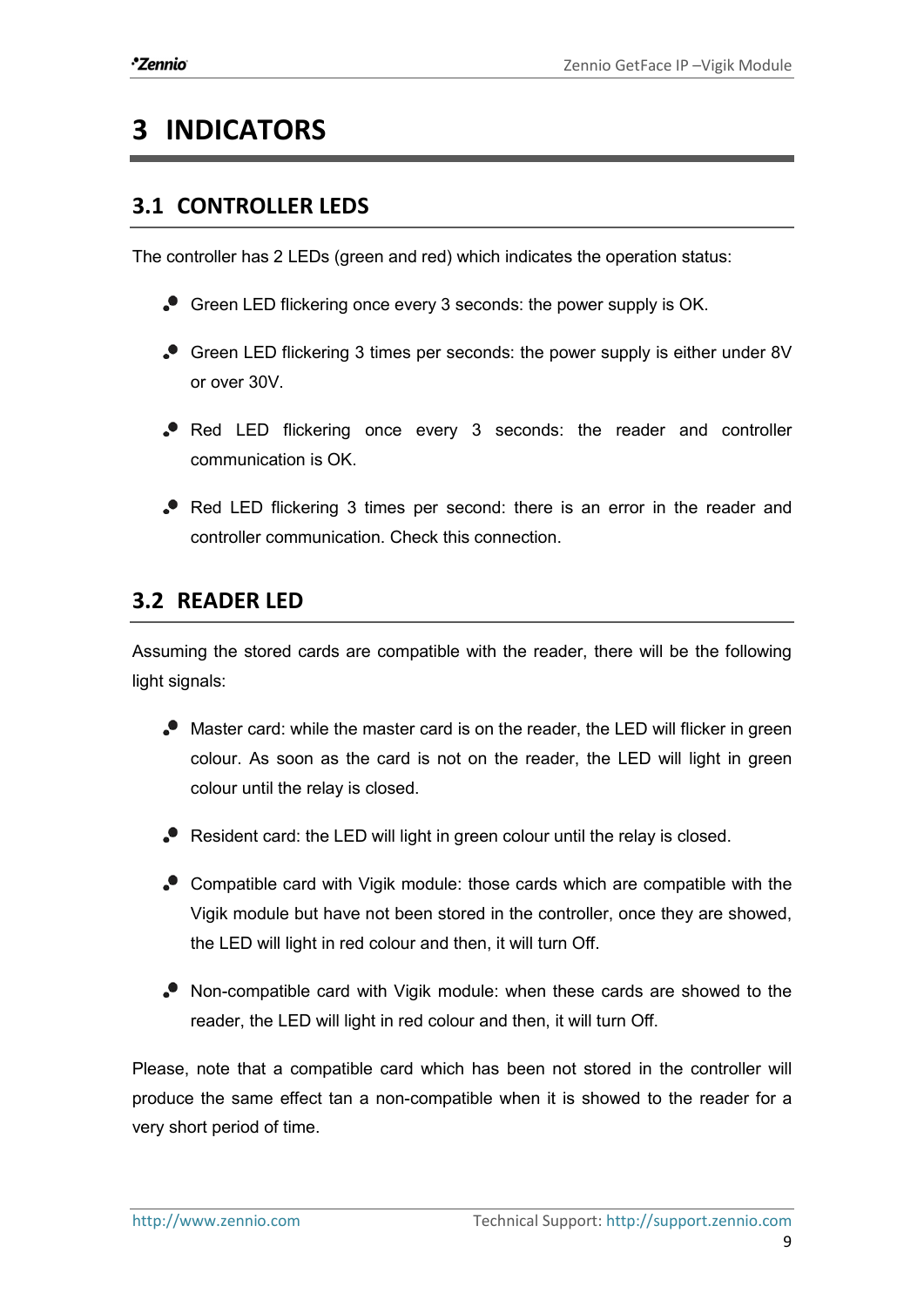# 3 INDICATORS

## 3.1 CONTROLLER LEDS

The controller has 2 LEDs (green and red) which indicates the operation status:

- Green LED flickering once every 3 seconds: the power supply is OK.
- Green LED flickering 3 times per seconds: the power supply is either under 8V or over 30V.
- Red LED flickering once every 3 seconds: the reader and controller communication is OK.
- Red LED flickering 3 times per second: there is an error in the reader and controller communication. Check this connection.

## 3.2 READER LED

Assuming the stored cards are compatible with the reader, there will be the following light signals:

- Master card: while the master card is on the reader, the LED will flicker in green colour. As soon as the card is not on the reader, the LED will light in green colour until the relay is closed.
- Resident card: the LED will light in green colour until the relay is closed.
- Compatible card with Vigik module: those cards which are compatible with the Vigik module but have not been stored in the controller, once they are showed, the LED will light in red colour and then, it will turn Off.
- Non-compatible card with Vigik module: when these cards are showed to the reader, the LED will light in red colour and then, it will turn Off.

Please, note that a compatible card which has been not stored in the controller will produce the same effect tan a non-compatible when it is showed to the reader for a very short period of time.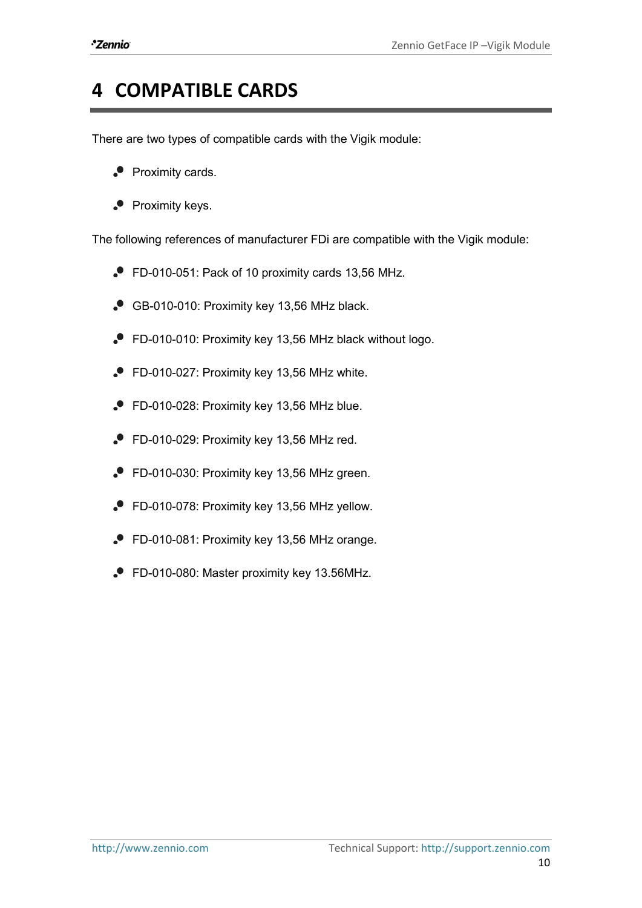# 4 COMPATIBLE CARDS

There are two types of compatible cards with the Vigik module:

- Proximity cards.
- Proximity keys.

The following references of manufacturer FDi are compatible with the Vigik module:

- FD-010-051: Pack of 10 proximity cards 13,56 MHz.
- GB-010-010: Proximity key 13,56 MHz black.
- FD-010-010: Proximity key 13,56 MHz black without logo.
- FD-010-027: Proximity key 13,56 MHz white.
- FD-010-028: Proximity key 13,56 MHz blue.
- FD-010-029: Proximity key 13,56 MHz red.
- FD-010-030: Proximity key 13,56 MHz green.
- FD-010-078: Proximity key 13,56 MHz yellow.
- FD-010-081: Proximity key 13,56 MHz orange.
- FD-010-080: Master proximity key 13.56MHz.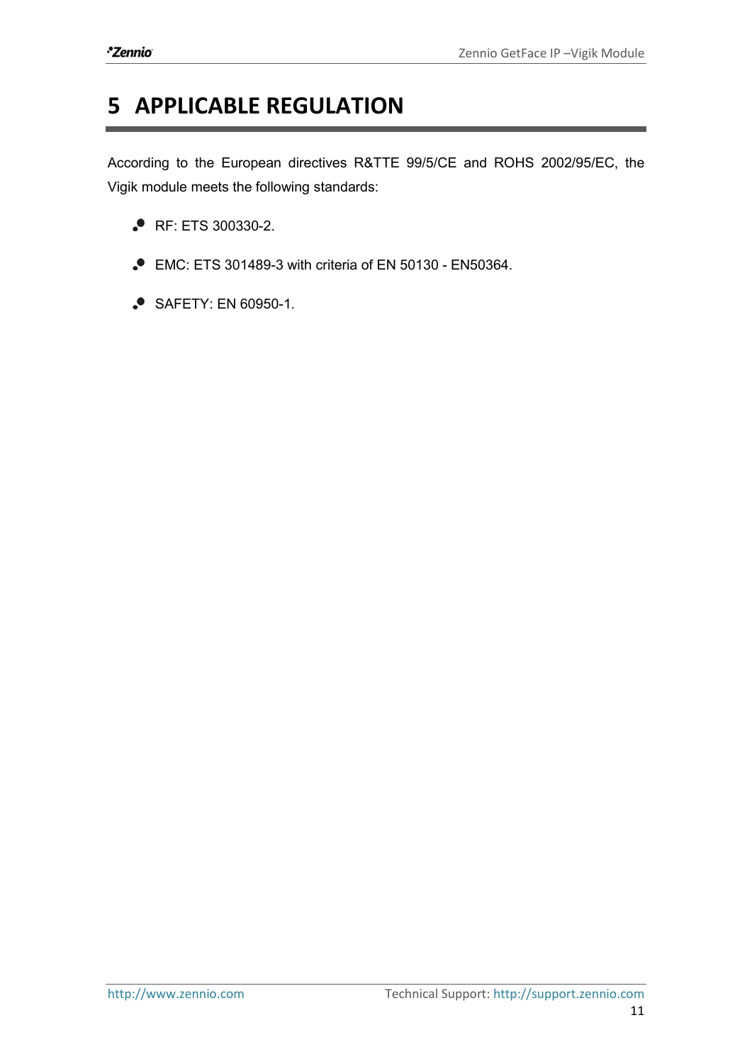# 5 APPLICABLE REGULATION

According to the European directives R&TTE 99/5/CE and ROHS 2002/95/EC, the Vigik module meets the following standards:

- RF: ETS 300330-2.
- EMC: ETS 301489-3 with criteria of EN 50130 - EN50364.
- SAFETY: EN 60950-1.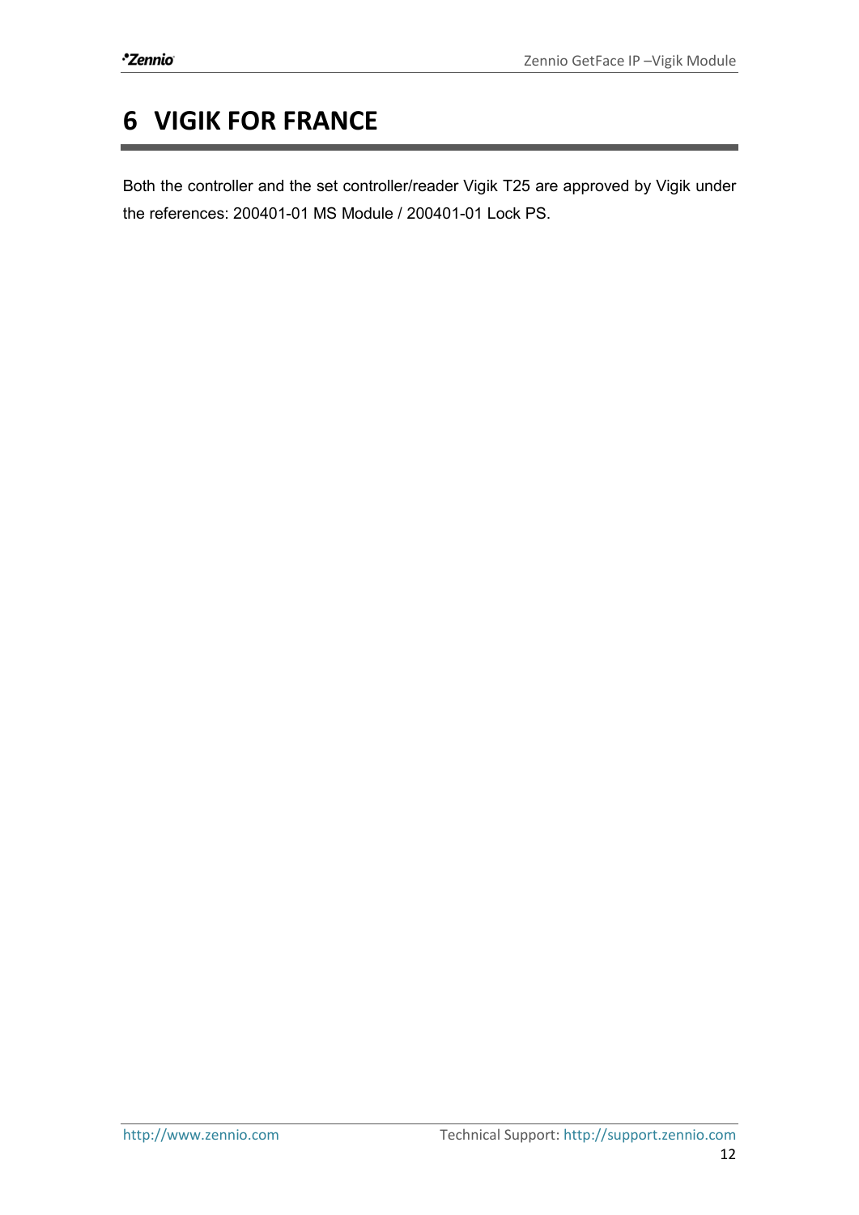# 6 VIGIK FOR FRANCE

Both the controller and the set controller/reader Vigik T25 are approved by Vigik under the references: 200401-01 MS Module / 200401-01 Lock PS.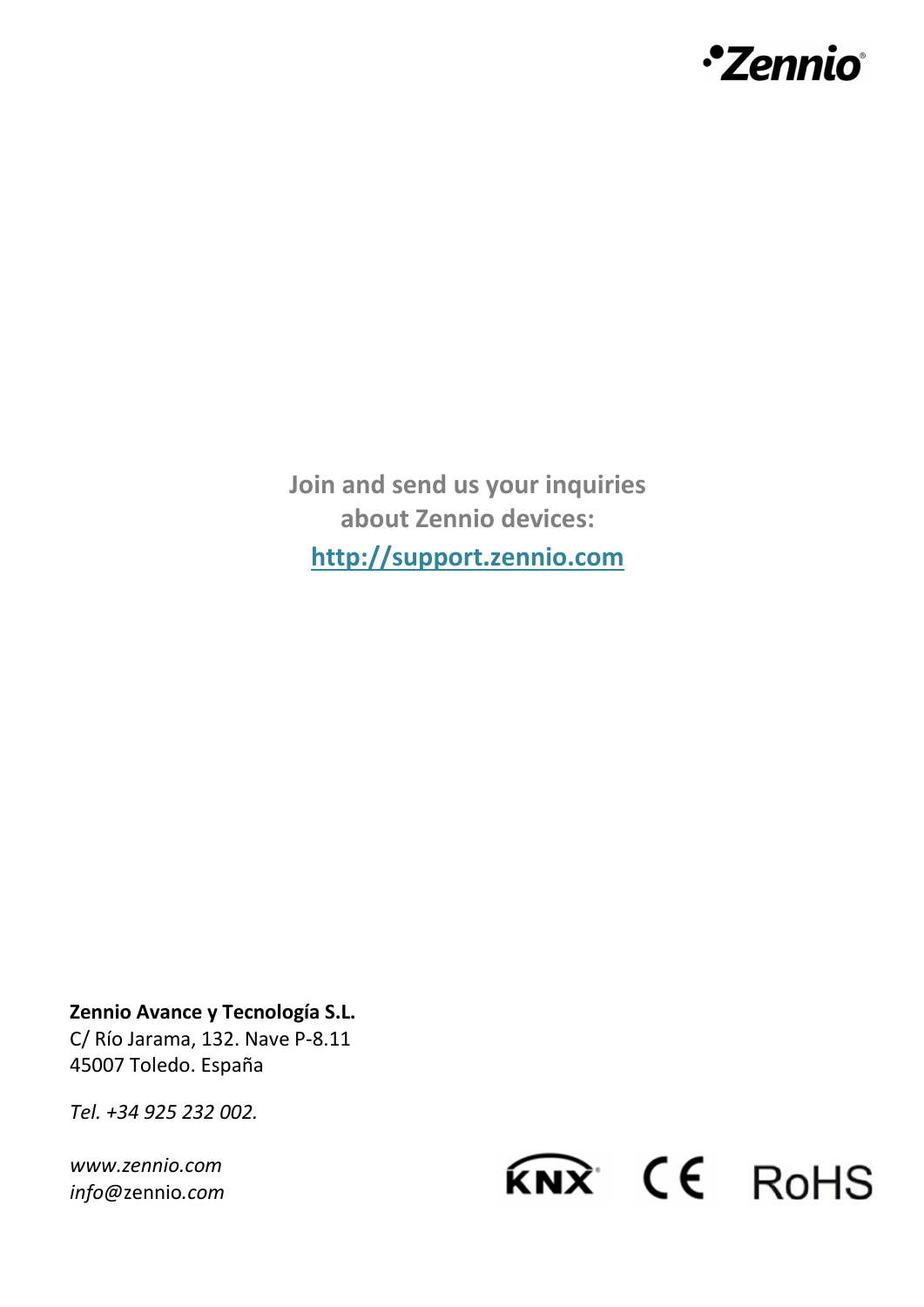Join and send us your inquiries
about Zennio devices:
http://support.zennio.com

**Zennio Avance y Tecnología S.L.**
C/ Río Jarama, 132. Nave P-8.11
45007 Toledo. España

*Tel. +34 925 232 002.*

*www.zennio.com*
*info@zennio.com*